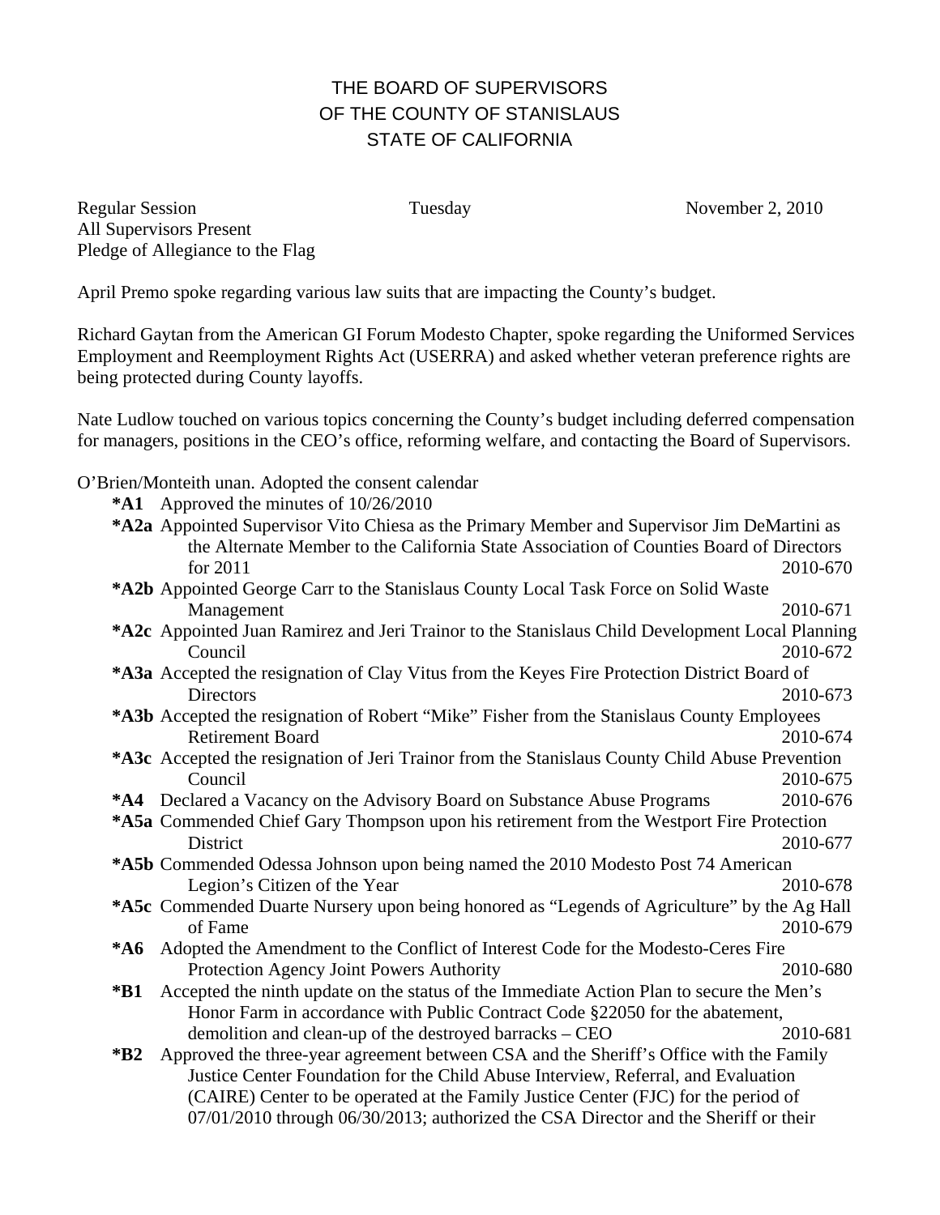# THE BOARD OF SUPERVISORS
# OF THE COUNTY OF STANISLAUS
# STATE OF CALIFORNIA

Regular Session　　Tuesday　　November 2, 2010
All Supervisors Present
Pledge of Allegiance to the Flag

April Premo spoke regarding various law suits that are impacting the County's budget.

Richard Gaytan from the American GI Forum Modesto Chapter, spoke regarding the Uniformed Services Employment and Reemployment Rights Act (USERRA) and asked whether veteran preference rights are being protected during County layoffs.

Nate Ludlow touched on various topics concerning the County's budget including deferred compensation for managers, positions in the CEO's office, reforming welfare, and contacting the Board of Supervisors.

O'Brien/Monteith unan. Adopted the consent calendar

**\*A1** Approved the minutes of 10/26/2010

**\*A2a** Appointed Supervisor Vito Chiesa as the Primary Member and Supervisor Jim DeMartini as the Alternate Member to the California State Association of Counties Board of Directors for 2011　2010-670

**\*A2b** Appointed George Carr to the Stanislaus County Local Task Force on Solid Waste Management　2010-671

**\*A2c** Appointed Juan Ramirez and Jeri Trainor to the Stanislaus Child Development Local Planning Council　2010-672

**\*A3a** Accepted the resignation of Clay Vitus from the Keyes Fire Protection District Board of Directors　2010-673

**\*A3b** Accepted the resignation of Robert "Mike" Fisher from the Stanislaus County Employees Retirement Board　2010-674

**\*A3c** Accepted the resignation of Jeri Trainor from the Stanislaus County Child Abuse Prevention Council　2010-675

**\*A4** Declared a Vacancy on the Advisory Board on Substance Abuse Programs　2010-676

**\*A5a** Commended Chief Gary Thompson upon his retirement from the Westport Fire Protection District　2010-677

**\*A5b** Commended Odessa Johnson upon being named the 2010 Modesto Post 74 American Legion's Citizen of the Year　2010-678

**\*A5c** Commended Duarte Nursery upon being honored as "Legends of Agriculture" by the Ag Hall of Fame　2010-679

**\*A6** Adopted the Amendment to the Conflict of Interest Code for the Modesto-Ceres Fire Protection Agency Joint Powers Authority　2010-680

**\*B1** Accepted the ninth update on the status of the Immediate Action Plan to secure the Men's Honor Farm in accordance with Public Contract Code §22050 for the abatement, demolition and clean-up of the destroyed barracks – CEO　2010-681

**\*B2** Approved the three-year agreement between CSA and the Sheriff's Office with the Family Justice Center Foundation for the Child Abuse Interview, Referral, and Evaluation (CAIRE) Center to be operated at the Family Justice Center (FJC) for the period of 07/01/2010 through 06/30/2013; authorized the CSA Director and the Sheriff or their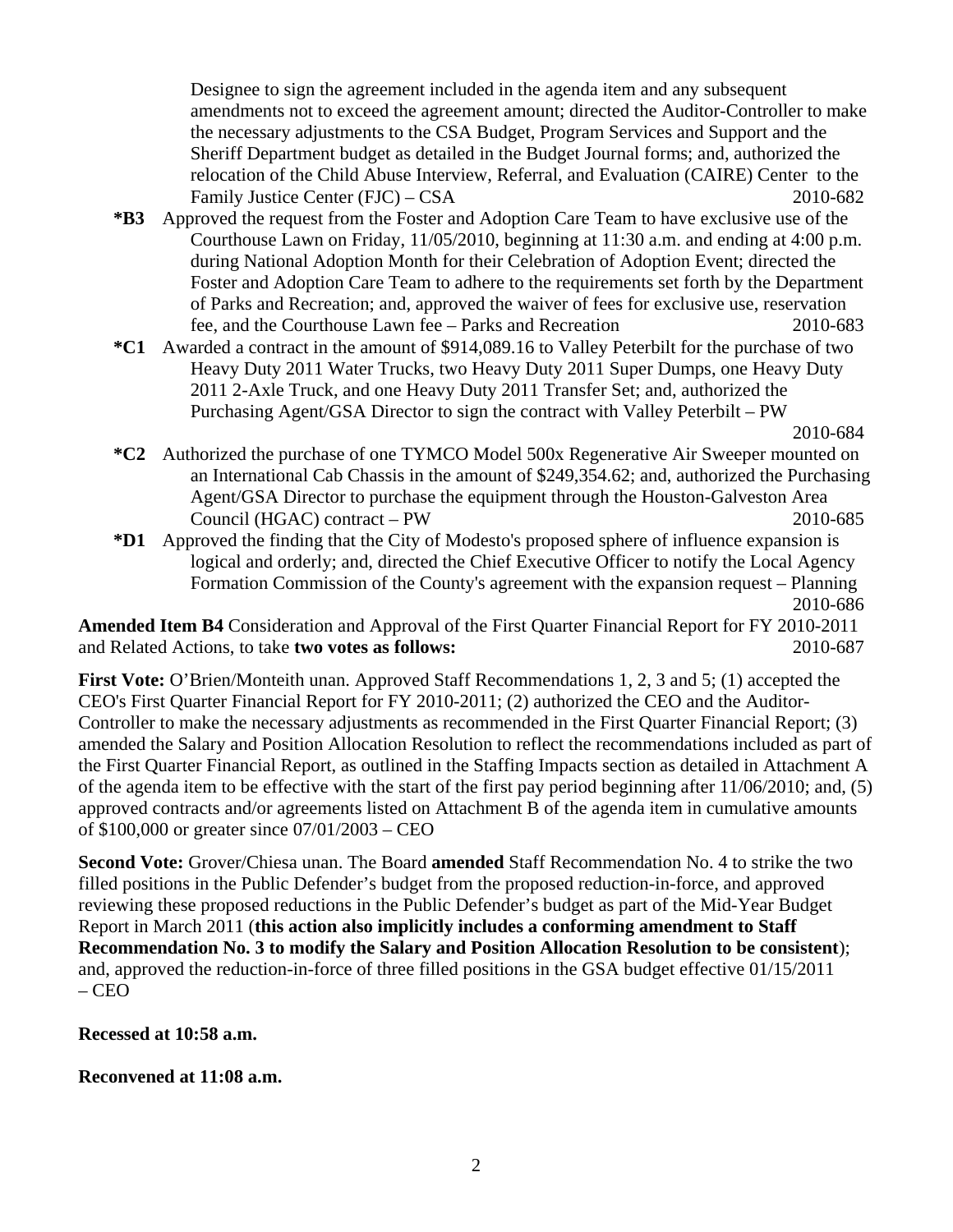Designee to sign the agreement included in the agenda item and any subsequent amendments not to exceed the agreement amount; directed the Auditor-Controller to make the necessary adjustments to the CSA Budget, Program Services and Support and the Sheriff Department budget as detailed in the Budget Journal forms; and, authorized the relocation of the Child Abuse Interview, Referral, and Evaluation (CAIRE) Center to the Family Justice Center (FJC) – CSA 2010-682

**\*B3** Approved the request from the Foster and Adoption Care Team to have exclusive use of the Courthouse Lawn on Friday, 11/05/2010, beginning at 11:30 a.m. and ending at 4:00 p.m. during National Adoption Month for their Celebration of Adoption Event; directed the Foster and Adoption Care Team to adhere to the requirements set forth by the Department of Parks and Recreation; and, approved the waiver of fees for exclusive use, reservation fee, and the Courthouse Lawn fee – Parks and Recreation 2010-683

**\*C1** Awarded a contract in the amount of $914,089.16 to Valley Peterbilt for the purchase of two Heavy Duty 2011 Water Trucks, two Heavy Duty 2011 Super Dumps, one Heavy Duty 2011 2-Axle Truck, and one Heavy Duty 2011 Transfer Set; and, authorized the Purchasing Agent/GSA Director to sign the contract with Valley Peterbilt – PW 2010-684

**\*C2** Authorized the purchase of one TYMCO Model 500x Regenerative Air Sweeper mounted on an International Cab Chassis in the amount of $249,354.62; and, authorized the Purchasing Agent/GSA Director to purchase the equipment through the Houston-Galveston Area Council (HGAC) contract – PW 2010-685

**\*D1** Approved the finding that the City of Modesto's proposed sphere of influence expansion is logical and orderly; and, directed the Chief Executive Officer to notify the Local Agency Formation Commission of the County's agreement with the expansion request – Planning 2010-686

**Amended Item B4** Consideration and Approval of the First Quarter Financial Report for FY 2010-2011 and Related Actions, to take **two votes as follows:** 2010-687

**First Vote:** O'Brien/Monteith unan. Approved Staff Recommendations 1, 2, 3 and 5; (1) accepted the CEO's First Quarter Financial Report for FY 2010-2011; (2) authorized the CEO and the Auditor-Controller to make the necessary adjustments as recommended in the First Quarter Financial Report; (3) amended the Salary and Position Allocation Resolution to reflect the recommendations included as part of the First Quarter Financial Report, as outlined in the Staffing Impacts section as detailed in Attachment A of the agenda item to be effective with the start of the first pay period beginning after 11/06/2010; and, (5) approved contracts and/or agreements listed on Attachment B of the agenda item in cumulative amounts of $100,000 or greater since 07/01/2003 – CEO

**Second Vote:** Grover/Chiesa unan. The Board **amended** Staff Recommendation No. 4 to strike the two filled positions in the Public Defender's budget from the proposed reduction-in-force, and approved reviewing these proposed reductions in the Public Defender's budget as part of the Mid-Year Budget Report in March 2011 (**this action also implicitly includes a conforming amendment to Staff Recommendation No. 3 to modify the Salary and Position Allocation Resolution to be consistent**); and, approved the reduction-in-force of three filled positions in the GSA budget effective 01/15/2011 – CEO

**Recessed at 10:58 a.m.**

**Reconvened at 11:08 a.m.**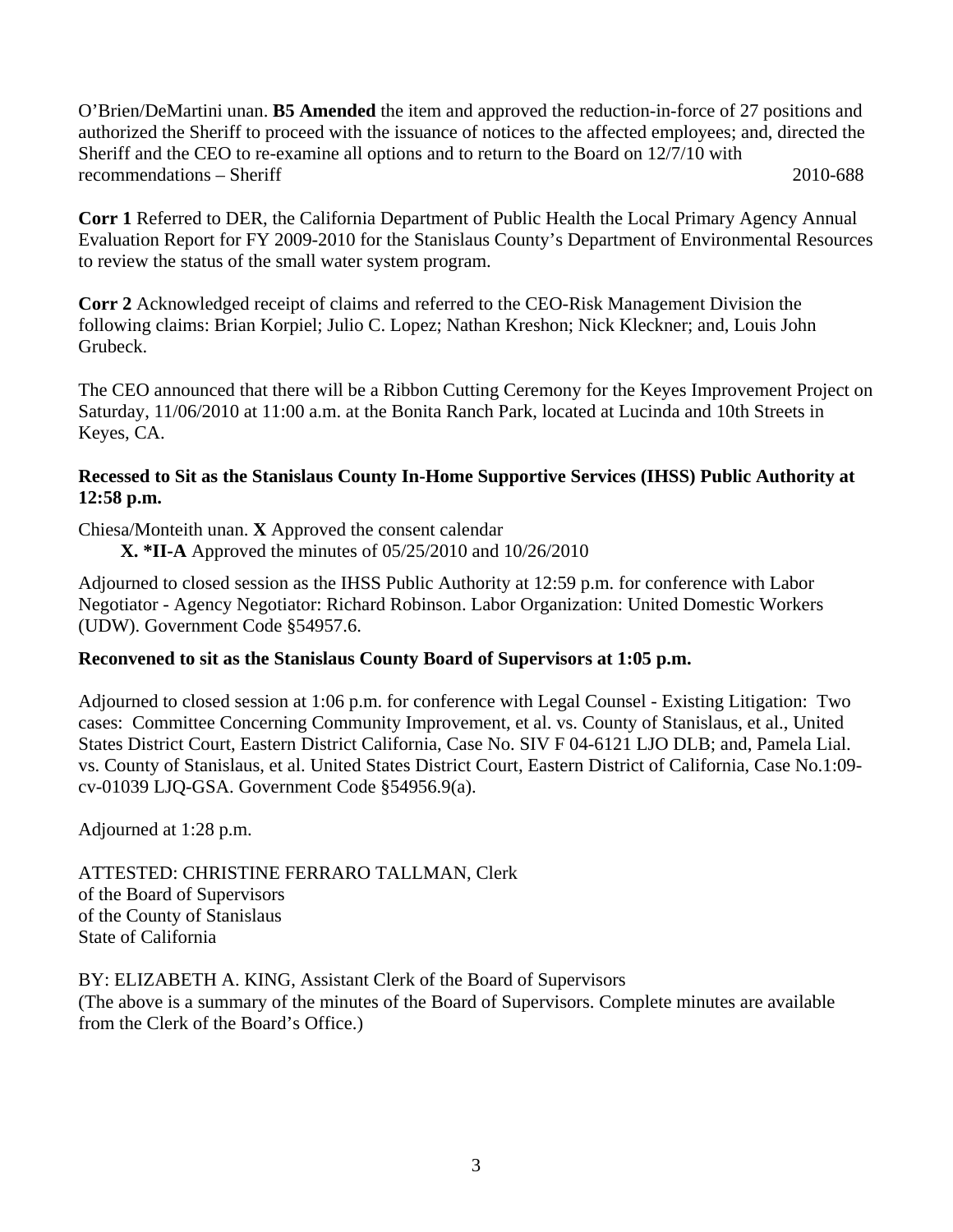O'Brien/DeMartini unan. **B5 Amended** the item and approved the reduction-in-force of 27 positions and authorized the Sheriff to proceed with the issuance of notices to the affected employees; and, directed the Sheriff and the CEO to re-examine all options and to return to the Board on 12/7/10 with recommendations – Sheriff 2010-688

**Corr 1** Referred to DER, the California Department of Public Health the Local Primary Agency Annual Evaluation Report for FY 2009-2010 for the Stanislaus County's Department of Environmental Resources to review the status of the small water system program.

**Corr 2** Acknowledged receipt of claims and referred to the CEO-Risk Management Division the following claims: Brian Korpiel; Julio C. Lopez; Nathan Kreshon; Nick Kleckner; and, Louis John Grubeck.

The CEO announced that there will be a Ribbon Cutting Ceremony for the Keyes Improvement Project on Saturday, 11/06/2010 at 11:00 a.m. at the Bonita Ranch Park, located at Lucinda and 10th Streets in Keyes, CA.

**Recessed to Sit as the Stanislaus County In-Home Supportive Services (IHSS) Public Authority at 12:58 p.m.**

Chiesa/Monteith unan. **X** Approved the consent calendar
**X. *II-A** Approved the minutes of 05/25/2010 and 10/26/2010

Adjourned to closed session as the IHSS Public Authority at 12:59 p.m. for conference with Labor Negotiator - Agency Negotiator: Richard Robinson. Labor Organization: United Domestic Workers (UDW). Government Code §54957.6.

**Reconvened to sit as the Stanislaus County Board of Supervisors at 1:05 p.m.**

Adjourned to closed session at 1:06 p.m. for conference with Legal Counsel - Existing Litigation: Two cases: Committee Concerning Community Improvement, et al. vs. County of Stanislaus, et al., United States District Court, Eastern District California, Case No. SIV F 04-6121 LJO DLB; and, Pamela Lial. vs. County of Stanislaus, et al. United States District Court, Eastern District of California, Case No.1:09-cv-01039 LJQ-GSA. Government Code §54956.9(a).

Adjourned at 1:28 p.m.

ATTESTED: CHRISTINE FERRARO TALLMAN, Clerk
of the Board of Supervisors
of the County of Stanislaus
State of California

BY: ELIZABETH A. KING, Assistant Clerk of the Board of Supervisors
(The above is a summary of the minutes of the Board of Supervisors. Complete minutes are available from the Clerk of the Board's Office.)